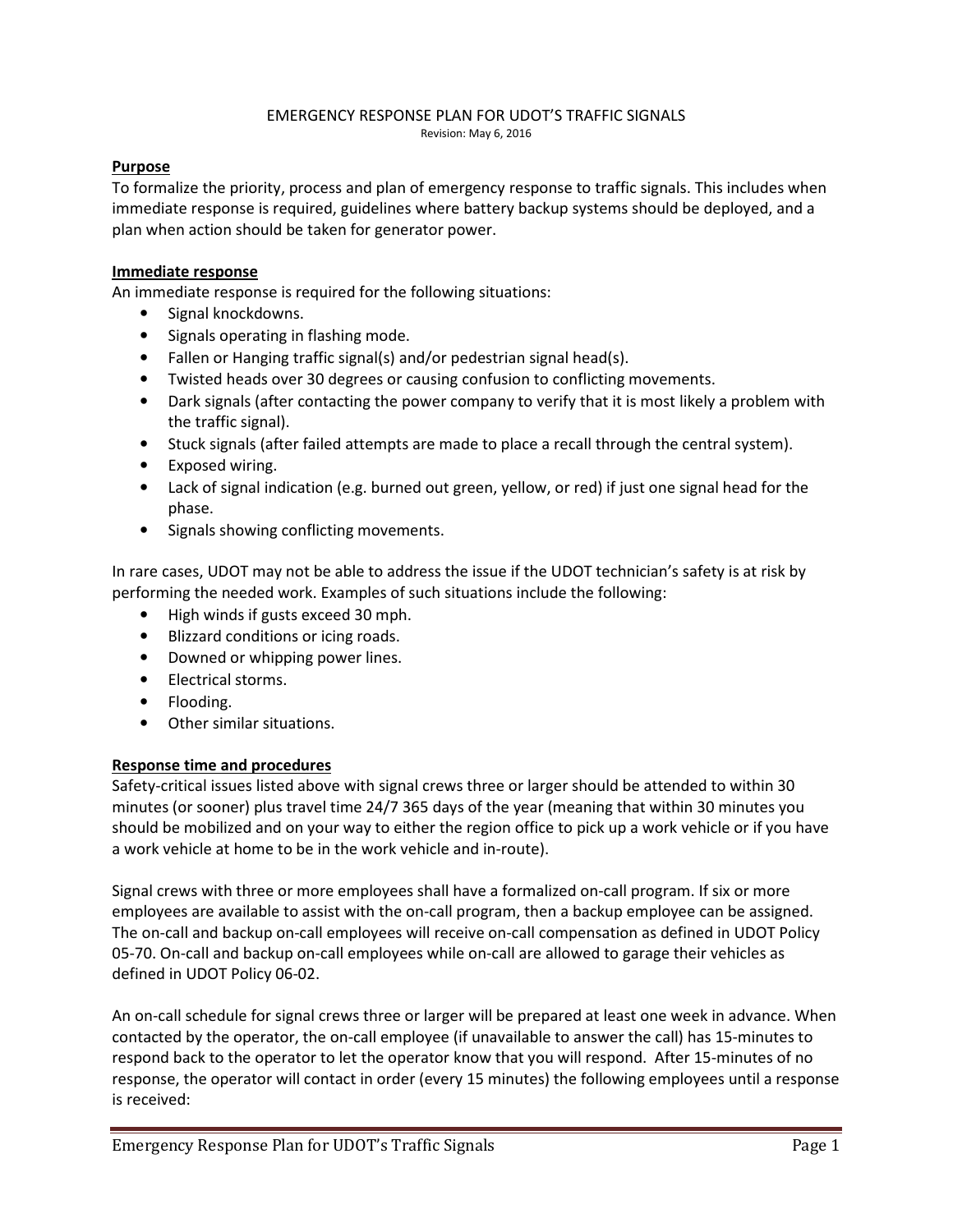# EMERGENCY RESPONSE PLAN FOR UDOT'S TRAFFIC SIGNALS

Revision: May 6, 2016

## Purpose

To formalize the priority, process and plan of emergency response to traffic signals. This includes when immediate response is required, guidelines where battery backup systems should be deployed, and a plan when action should be taken for generator power.

## Immediate response

An immediate response is required for the following situations:

- Signal knockdowns.
- Signals operating in flashing mode.
- Fallen or Hanging traffic signal(s) and/or pedestrian signal head(s).
- Twisted heads over 30 degrees or causing confusion to conflicting movements.
- Dark signals (after contacting the power company to verify that it is most likely a problem with the traffic signal).
- Stuck signals (after failed attempts are made to place a recall through the central system).
- Exposed wiring.
- Lack of signal indication (e.g. burned out green, yellow, or red) if just one signal head for the phase.
- Signals showing conflicting movements.

In rare cases, UDOT may not be able to address the issue if the UDOT technician's safety is at risk by performing the needed work. Examples of such situations include the following:

- High winds if gusts exceed 30 mph.
- Blizzard conditions or icing roads.
- Downed or whipping power lines.
- Electrical storms.
- Flooding.
- Other similar situations.

## Response time and procedures

Safety-critical issues listed above with signal crews three or larger should be attended to within 30 minutes (or sooner) plus travel time 24/7 365 days of the year (meaning that within 30 minutes you should be mobilized and on your way to either the region office to pick up a work vehicle or if you have a work vehicle at home to be in the work vehicle and in-route).

Signal crews with three or more employees shall have a formalized on-call program. If six or more employees are available to assist with the on-call program, then a backup employee can be assigned. The on-call and backup on-call employees will receive on-call compensation as defined in UDOT Policy 05-70. On-call and backup on-call employees while on-call are allowed to garage their vehicles as defined in UDOT Policy 06-02.

An on-call schedule for signal crews three or larger will be prepared at least one week in advance. When contacted by the operator, the on-call employee (if unavailable to answer the call) has 15-minutes to respond back to the operator to let the operator know that you will respond. After 15-minutes of no response, the operator will contact in order (every 15 minutes) the following employees until a response is received: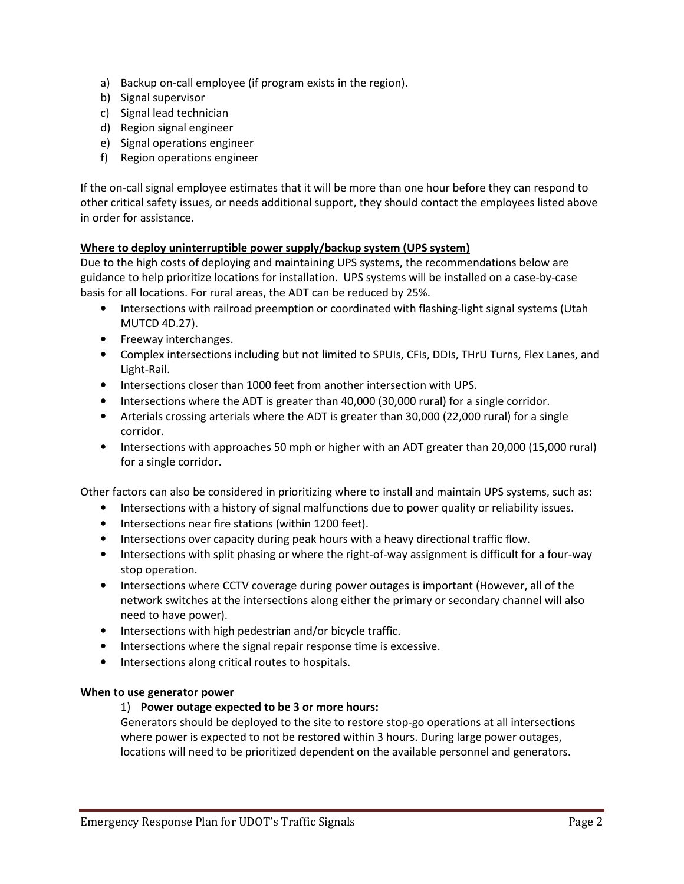a) Backup on-call employee (if program exists in the region).
b) Signal supervisor
c) Signal lead technician
d) Region signal engineer
e) Signal operations engineer
f) Region operations engineer

If the on-call signal employee estimates that it will be more than one hour before they can respond to other critical safety issues, or needs additional support, they should contact the employees listed above in order for assistance.

**Where to deploy uninterruptible power supply/backup system (UPS system)**

Due to the high costs of deploying and maintaining UPS systems, the recommendations below are guidance to help prioritize locations for installation. UPS systems will be installed on a case-by-case basis for all locations. For rural areas, the ADT can be reduced by 25%.

- Intersections with railroad preemption or coordinated with flashing-light signal systems (Utah MUTCD 4D.27).
- Freeway interchanges.
- Complex intersections including but not limited to SPUIs, CFIs, DDIs, THrU Turns, Flex Lanes, and Light-Rail.
- Intersections closer than 1000 feet from another intersection with UPS.
- Intersections where the ADT is greater than 40,000 (30,000 rural) for a single corridor.
- Arterials crossing arterials where the ADT is greater than 30,000 (22,000 rural) for a single corridor.
- Intersections with approaches 50 mph or higher with an ADT greater than 20,000 (15,000 rural) for a single corridor.

Other factors can also be considered in prioritizing where to install and maintain UPS systems, such as:

- Intersections with a history of signal malfunctions due to power quality or reliability issues.
- Intersections near fire stations (within 1200 feet).
- Intersections over capacity during peak hours with a heavy directional traffic flow.
- Intersections with split phasing or where the right-of-way assignment is difficult for a four-way stop operation.
- Intersections where CCTV coverage during power outages is important (However, all of the network switches at the intersections along either the primary or secondary channel will also need to have power).
- Intersections with high pedestrian and/or bicycle traffic.
- Intersections where the signal repair response time is excessive.
- Intersections along critical routes to hospitals.

**When to use generator power**

1) **Power outage expected to be 3 or more hours:**
Generators should be deployed to the site to restore stop-go operations at all intersections where power is expected to not be restored within 3 hours. During large power outages, locations will need to be prioritized dependent on the available personnel and generators.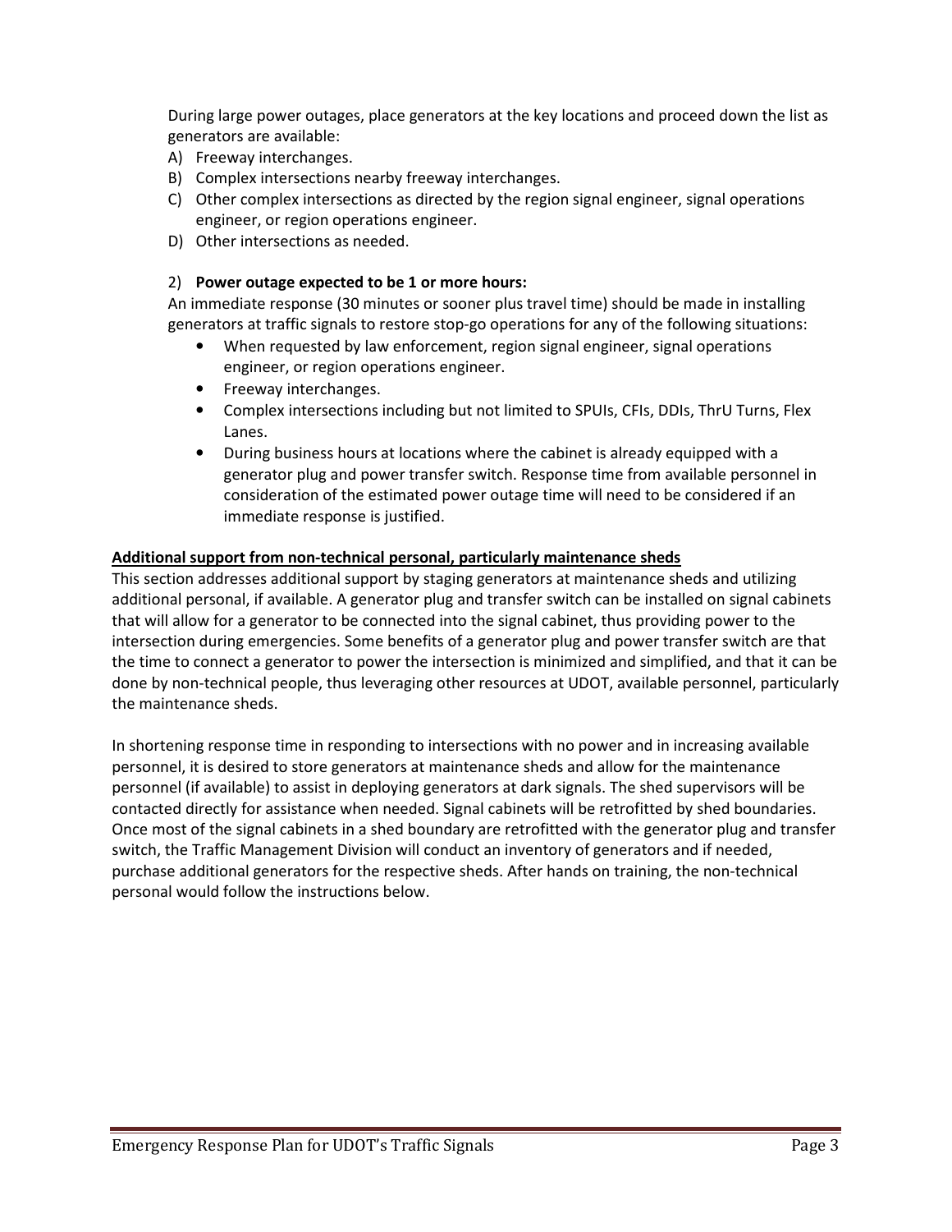During large power outages, place generators at the key locations and proceed down the list as generators are available:

A) Freeway interchanges.
B) Complex intersections nearby freeway interchanges.
C) Other complex intersections as directed by the region signal engineer, signal operations engineer, or region operations engineer.
D) Other intersections as needed.

2) **Power outage expected to be 1 or more hours:**

An immediate response (30 minutes or sooner plus travel time) should be made in installing generators at traffic signals to restore stop-go operations for any of the following situations:

- When requested by law enforcement, region signal engineer, signal operations engineer, or region operations engineer.
- Freeway interchanges.
- Complex intersections including but not limited to SPUIs, CFIs, DDIs, ThrU Turns, Flex Lanes.
- During business hours at locations where the cabinet is already equipped with a generator plug and power transfer switch. Response time from available personnel in consideration of the estimated power outage time will need to be considered if an immediate response is justified.

<u>**Additional support from non-technical personal, particularly maintenance sheds**</u>

This section addresses additional support by staging generators at maintenance sheds and utilizing additional personal, if available. A generator plug and transfer switch can be installed on signal cabinets that will allow for a generator to be connected into the signal cabinet, thus providing power to the intersection during emergencies. Some benefits of a generator plug and power transfer switch are that the time to connect a generator to power the intersection is minimized and simplified, and that it can be done by non-technical people, thus leveraging other resources at UDOT, available personnel, particularly the maintenance sheds.

In shortening response time in responding to intersections with no power and in increasing available personnel, it is desired to store generators at maintenance sheds and allow for the maintenance personnel (if available) to assist in deploying generators at dark signals. The shed supervisors will be contacted directly for assistance when needed. Signal cabinets will be retrofitted by shed boundaries. Once most of the signal cabinets in a shed boundary are retrofitted with the generator plug and transfer switch, the Traffic Management Division will conduct an inventory of generators and if needed, purchase additional generators for the respective sheds. After hands on training, the non-technical personal would follow the instructions below.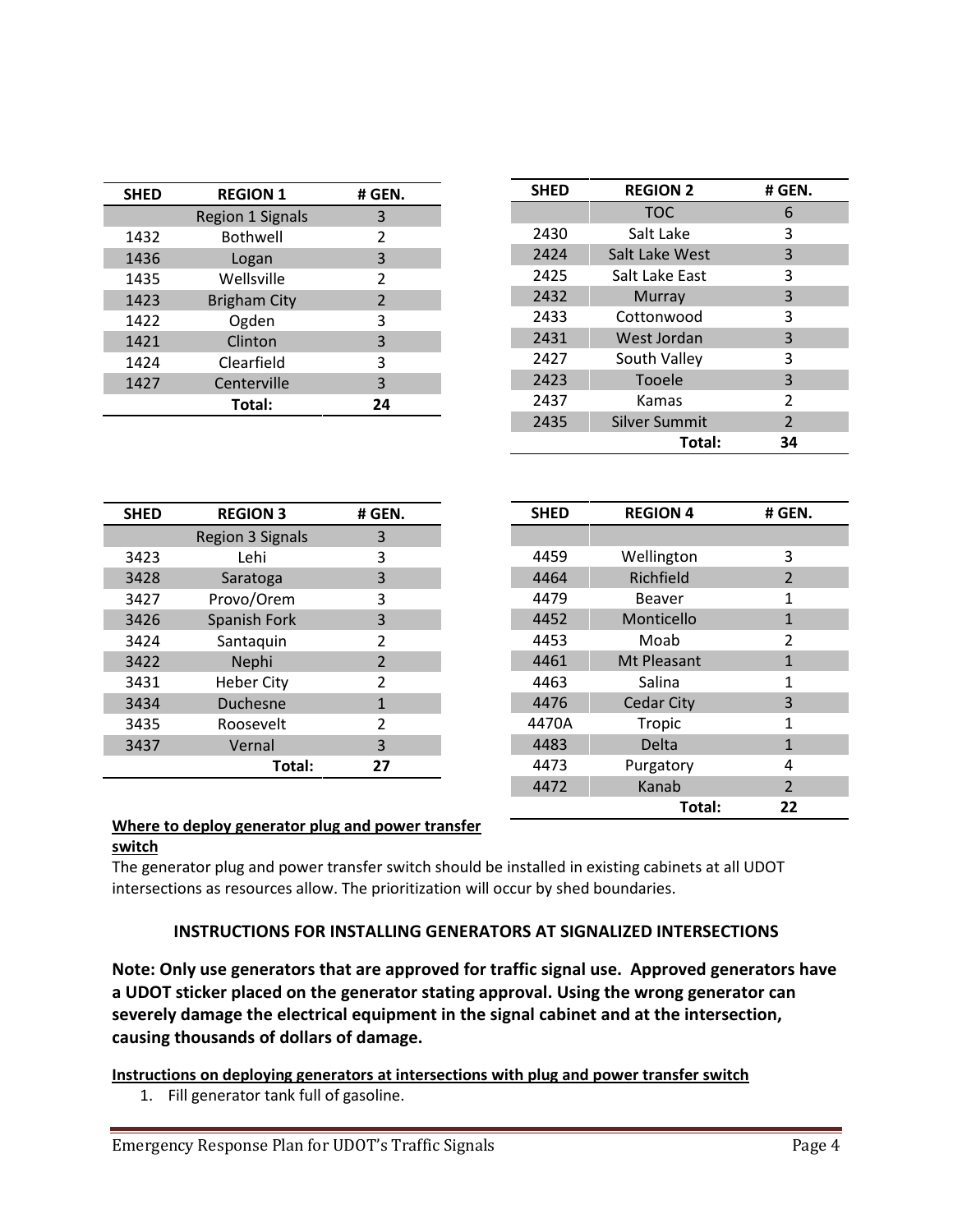| SHED | REGION 1 | # GEN. |
|---|---|---|
| | Region 1 Signals | 3 |
| 1432 | Bothwell | 2 |
| 1436 | Logan | 3 |
| 1435 | Wellsville | 2 |
| 1423 | Brigham City | 2 |
| 1422 | Ogden | 3 |
| 1421 | Clinton | 3 |
| 1424 | Clearfield | 3 |
| 1427 | Centerville | 3 |
| | **Total:** | **24** |

| SHED | REGION 2 | # GEN. |
|---|---|---|
| | TOC | 6 |
| 2430 | Salt Lake | 3 |
| 2424 | Salt Lake West | 3 |
| 2425 | Salt Lake East | 3 |
| 2432 | Murray | 3 |
| 2433 | Cottonwood | 3 |
| 2431 | West Jordan | 3 |
| 2427 | South Valley | 3 |
| 2423 | Tooele | 3 |
| 2437 | Kamas | 2 |
| 2435 | Silver Summit | 2 |
| | **Total:** | **34** |

| SHED | REGION 3 | # GEN. |
|---|---|---|
| | Region 3 Signals | 3 |
| 3423 | Lehi | 3 |
| 3428 | Saratoga | 3 |
| 3427 | Provo/Orem | 3 |
| 3426 | Spanish Fork | 3 |
| 3424 | Santaquin | 2 |
| 3422 | Nephi | 2 |
| 3431 | Heber City | 2 |
| 3434 | Duchesne | 1 |
| 3435 | Roosevelt | 2 |
| 3437 | Vernal | 3 |
| | **Total:** | **27** |

| SHED | REGION 4 | # GEN. |
|---|---|---|
| | | |
| 4459 | Wellington | 3 |
| 4464 | Richfield | 2 |
| 4479 | Beaver | 1 |
| 4452 | Monticello | 1 |
| 4453 | Moab | 2 |
| 4461 | Mt Pleasant | 1 |
| 4463 | Salina | 1 |
| 4476 | Cedar City | 3 |
| 4470A | Tropic | 1 |
| 4483 | Delta | 1 |
| 4473 | Purgatory | 4 |
| 4472 | Kanab | 2 |
| | **Total:** | **22** |

**Where to deploy generator plug and power transfer switch**

The generator plug and power transfer switch should be installed in existing cabinets at all UDOT intersections as resources allow. The prioritization will occur by shed boundaries.

## INSTRUCTIONS FOR INSTALLING GENERATORS AT SIGNALIZED INTERSECTIONS

**Note: Only use generators that are approved for traffic signal use. Approved generators have a UDOT sticker placed on the generator stating approval. Using the wrong generator can severely damage the electrical equipment in the signal cabinet and at the intersection, causing thousands of dollars of damage.**

**Instructions on deploying generators at intersections with plug and power transfer switch**

1. Fill generator tank full of gasoline.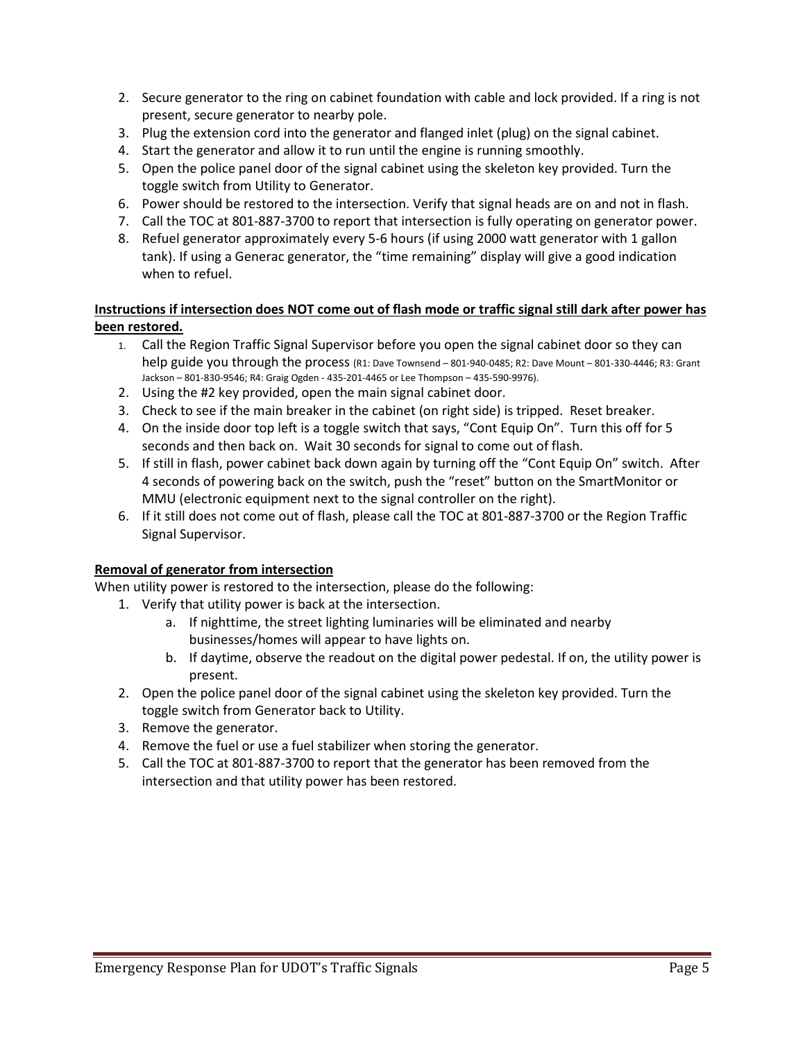2. Secure generator to the ring on cabinet foundation with cable and lock provided. If a ring is not present, secure generator to nearby pole.
3. Plug the extension cord into the generator and flanged inlet (plug) on the signal cabinet.
4. Start the generator and allow it to run until the engine is running smoothly.
5. Open the police panel door of the signal cabinet using the skeleton key provided. Turn the toggle switch from Utility to Generator.
6. Power should be restored to the intersection. Verify that signal heads are on and not in flash.
7. Call the TOC at 801-887-3700 to report that intersection is fully operating on generator power.
8. Refuel generator approximately every 5-6 hours (if using 2000 watt generator with 1 gallon tank). If using a Generac generator, the "time remaining" display will give a good indication when to refuel.

**Instructions if intersection does NOT come out of flash mode or traffic signal still dark after power has been restored.**

1. Call the Region Traffic Signal Supervisor before you open the signal cabinet door so they can help guide you through the process (R1: Dave Townsend – 801-940-0485; R2: Dave Mount – 801-330-4446; R3: Grant Jackson – 801-830-9546; R4: Graig Ogden - 435-201-4465 or Lee Thompson – 435-590-9976).
2. Using the #2 key provided, open the main signal cabinet door.
3. Check to see if the main breaker in the cabinet (on right side) is tripped. Reset breaker.
4. On the inside door top left is a toggle switch that says, "Cont Equip On". Turn this off for 5 seconds and then back on. Wait 30 seconds for signal to come out of flash.
5. If still in flash, power cabinet back down again by turning off the "Cont Equip On" switch. After 4 seconds of powering back on the switch, push the "reset" button on the SmartMonitor or MMU (electronic equipment next to the signal controller on the right).
6. If it still does not come out of flash, please call the TOC at 801-887-3700 or the Region Traffic Signal Supervisor.

**Removal of generator from intersection**

When utility power is restored to the intersection, please do the following:

1. Verify that utility power is back at the intersection.
   a. If nighttime, the street lighting luminaries will be eliminated and nearby businesses/homes will appear to have lights on.
   b. If daytime, observe the readout on the digital power pedestal. If on, the utility power is present.
2. Open the police panel door of the signal cabinet using the skeleton key provided. Turn the toggle switch from Generator back to Utility.
3. Remove the generator.
4. Remove the fuel or use a fuel stabilizer when storing the generator.
5. Call the TOC at 801-887-3700 to report that the generator has been removed from the intersection and that utility power has been restored.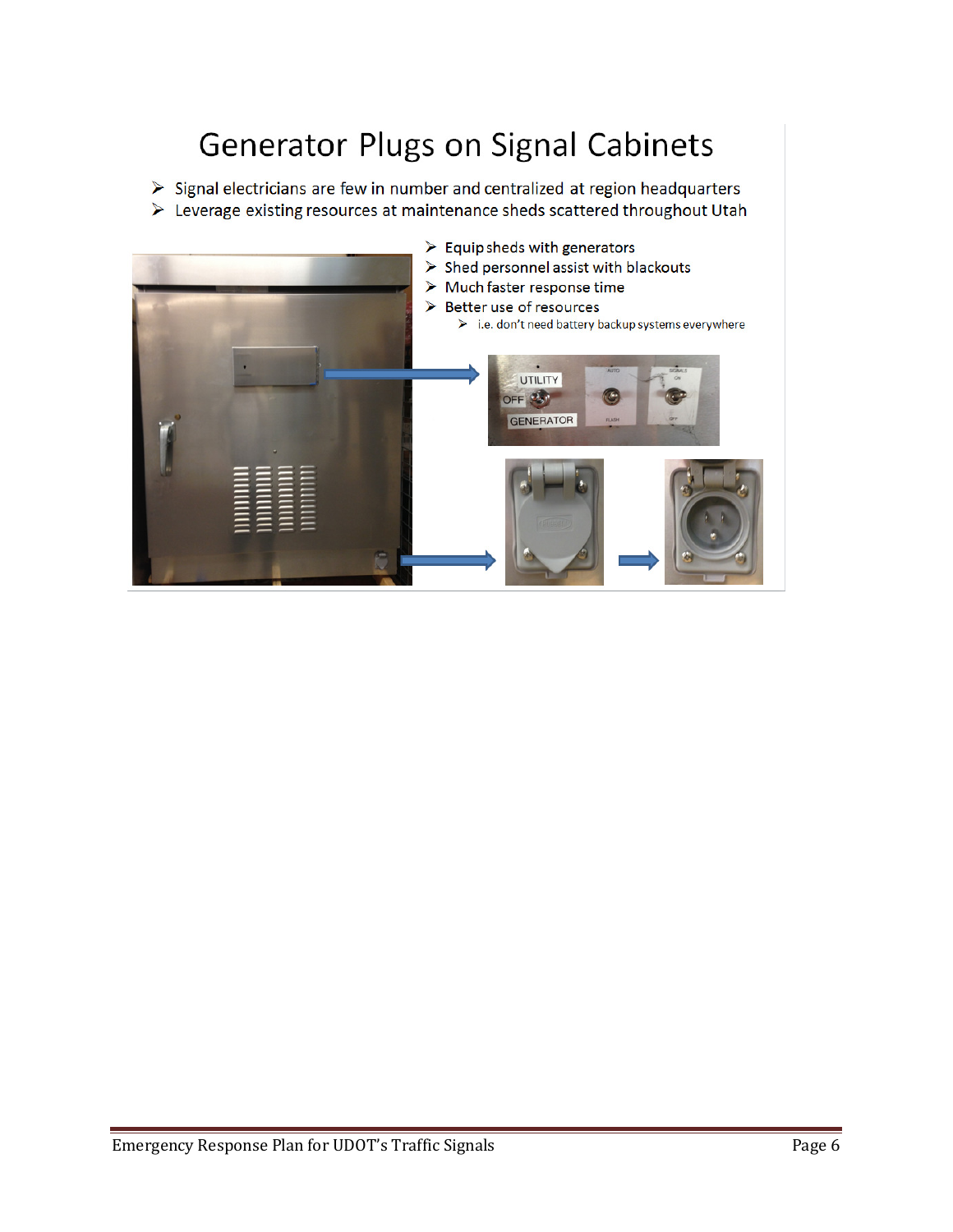# Generator Plugs on Signal Cabinets

- Signal electricians are few in number and centralized at region headquarters
- Leverage existing resources at maintenance sheds scattered throughout Utah

- Equip sheds with generators
- Shed personnel assist with blackouts
- Much faster response time
- Better use of resources
  - i.e. don't need battery backup systems everywhere

UTILITY
OFF
GENERATOR